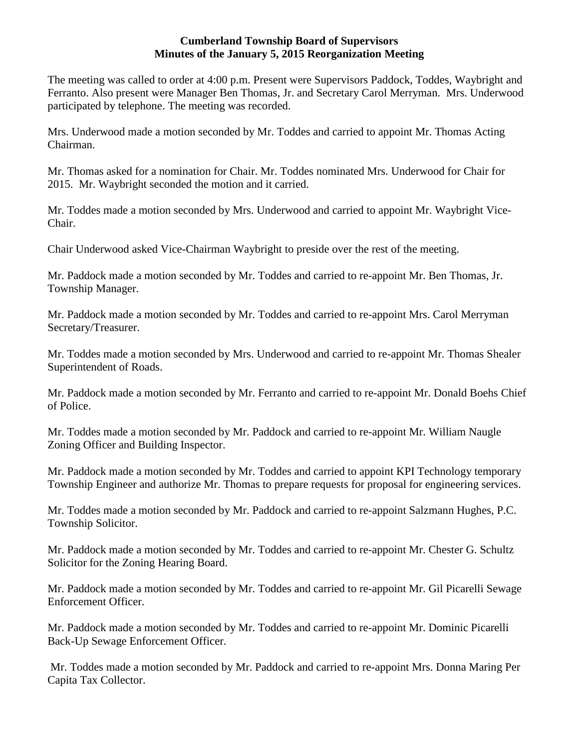# Cumberland Township Board of Supervisors
## Minutes of the January 5, 2015 Reorganization Meeting

The meeting was called to order at 4:00 p.m. Present were Supervisors Paddock, Toddes, Waybright and Ferranto. Also present were Manager Ben Thomas, Jr. and Secretary Carol Merryman. Mrs. Underwood participated by telephone. The meeting was recorded.

Mrs. Underwood made a motion seconded by Mr. Toddes and carried to appoint Mr. Thomas Acting Chairman.

Mr. Thomas asked for a nomination for Chair. Mr. Toddes nominated Mrs. Underwood for Chair for 2015. Mr. Waybright seconded the motion and it carried.

Mr. Toddes made a motion seconded by Mrs. Underwood and carried to appoint Mr. Waybright Vice-Chair.

Chair Underwood asked Vice-Chairman Waybright to preside over the rest of the meeting.

Mr. Paddock made a motion seconded by Mr. Toddes and carried to re-appoint Mr. Ben Thomas, Jr. Township Manager.

Mr. Paddock made a motion seconded by Mr. Toddes and carried to re-appoint Mrs. Carol Merryman Secretary/Treasurer.

Mr. Toddes made a motion seconded by Mrs. Underwood and carried to re-appoint Mr. Thomas Shealer Superintendent of Roads.

Mr. Paddock made a motion seconded by Mr. Ferranto and carried to re-appoint Mr. Donald Boehs Chief of Police.

Mr. Toddes made a motion seconded by Mr. Paddock and carried to re-appoint Mr. William Naugle Zoning Officer and Building Inspector.

Mr. Paddock made a motion seconded by Mr. Toddes and carried to appoint KPI Technology temporary Township Engineer and authorize Mr. Thomas to prepare requests for proposal for engineering services.

Mr. Toddes made a motion seconded by Mr. Paddock and carried to re-appoint Salzmann Hughes, P.C. Township Solicitor.

Mr. Paddock made a motion seconded by Mr. Toddes and carried to re-appoint Mr. Chester G. Schultz Solicitor for the Zoning Hearing Board.

Mr. Paddock made a motion seconded by Mr. Toddes and carried to re-appoint Mr. Gil Picarelli Sewage Enforcement Officer.

Mr. Paddock made a motion seconded by Mr. Toddes and carried to re-appoint Mr. Dominic Picarelli Back-Up Sewage Enforcement Officer.

Mr. Toddes made a motion seconded by Mr. Paddock and carried to re-appoint Mrs. Donna Maring Per Capita Tax Collector.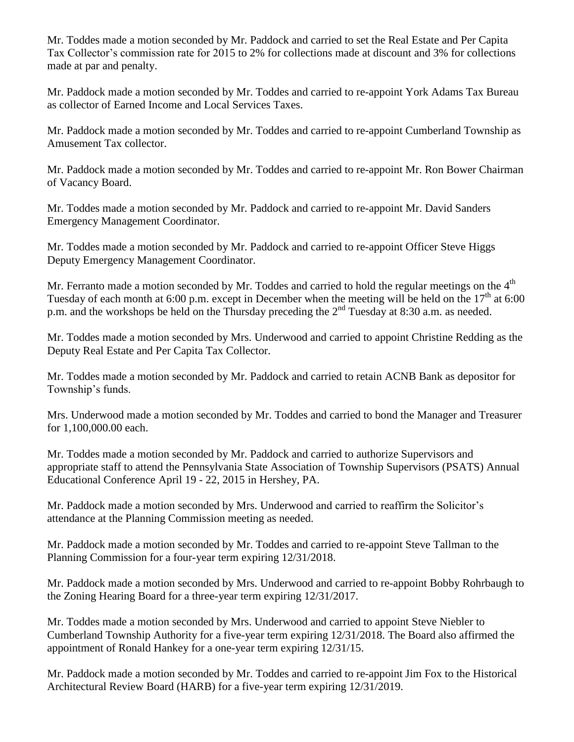Mr. Toddes made a motion seconded by Mr. Paddock and carried to set the Real Estate and Per Capita Tax Collector's commission rate for 2015 to 2% for collections made at discount and 3% for collections made at par and penalty.

Mr. Paddock made a motion seconded by Mr. Toddes and carried to re-appoint York Adams Tax Bureau as collector of Earned Income and Local Services Taxes.

Mr. Paddock made a motion seconded by Mr. Toddes and carried to re-appoint Cumberland Township as Amusement Tax collector.

Mr. Paddock made a motion seconded by Mr. Toddes and carried to re-appoint Mr. Ron Bower Chairman of Vacancy Board.

Mr. Toddes made a motion seconded by Mr. Paddock and carried to re-appoint Mr. David Sanders Emergency Management Coordinator.

Mr. Toddes made a motion seconded by Mr. Paddock and carried to re-appoint Officer Steve Higgs Deputy Emergency Management Coordinator.

Mr. Ferranto made a motion seconded by Mr. Toddes and carried to hold the regular meetings on the 4th Tuesday of each month at 6:00 p.m. except in December when the meeting will be held on the 17th at 6:00 p.m. and the workshops be held on the Thursday preceding the 2nd Tuesday at 8:30 a.m. as needed.

Mr. Toddes made a motion seconded by Mrs. Underwood and carried to appoint Christine Redding as the Deputy Real Estate and Per Capita Tax Collector.

Mr. Toddes made a motion seconded by Mr. Paddock and carried to retain ACNB Bank as depositor for Township's funds.

Mrs. Underwood made a motion seconded by Mr. Toddes and carried to bond the Manager and Treasurer for 1,100,000.00 each.

Mr. Toddes made a motion seconded by Mr. Paddock and carried to authorize Supervisors and appropriate staff to attend the Pennsylvania State Association of Township Supervisors (PSATS) Annual Educational Conference April 19 - 22, 2015 in Hershey, PA.

Mr. Paddock made a motion seconded by Mrs. Underwood and carried to reaffirm the Solicitor's attendance at the Planning Commission meeting as needed.

Mr. Paddock made a motion seconded by Mr. Toddes and carried to re-appoint Steve Tallman to the Planning Commission for a four-year term expiring 12/31/2018.

Mr. Paddock made a motion seconded by Mrs. Underwood and carried to re-appoint Bobby Rohrbaugh to the Zoning Hearing Board for a three-year term expiring 12/31/2017.

Mr. Toddes made a motion seconded by Mrs. Underwood and carried to appoint Steve Niebler to Cumberland Township Authority for a five-year term expiring 12/31/2018. The Board also affirmed the appointment of Ronald Hankey for a one-year term expiring 12/31/15.

Mr. Paddock made a motion seconded by Mr. Toddes and carried to re-appoint Jim Fox to the Historical Architectural Review Board (HARB) for a five-year term expiring 12/31/2019.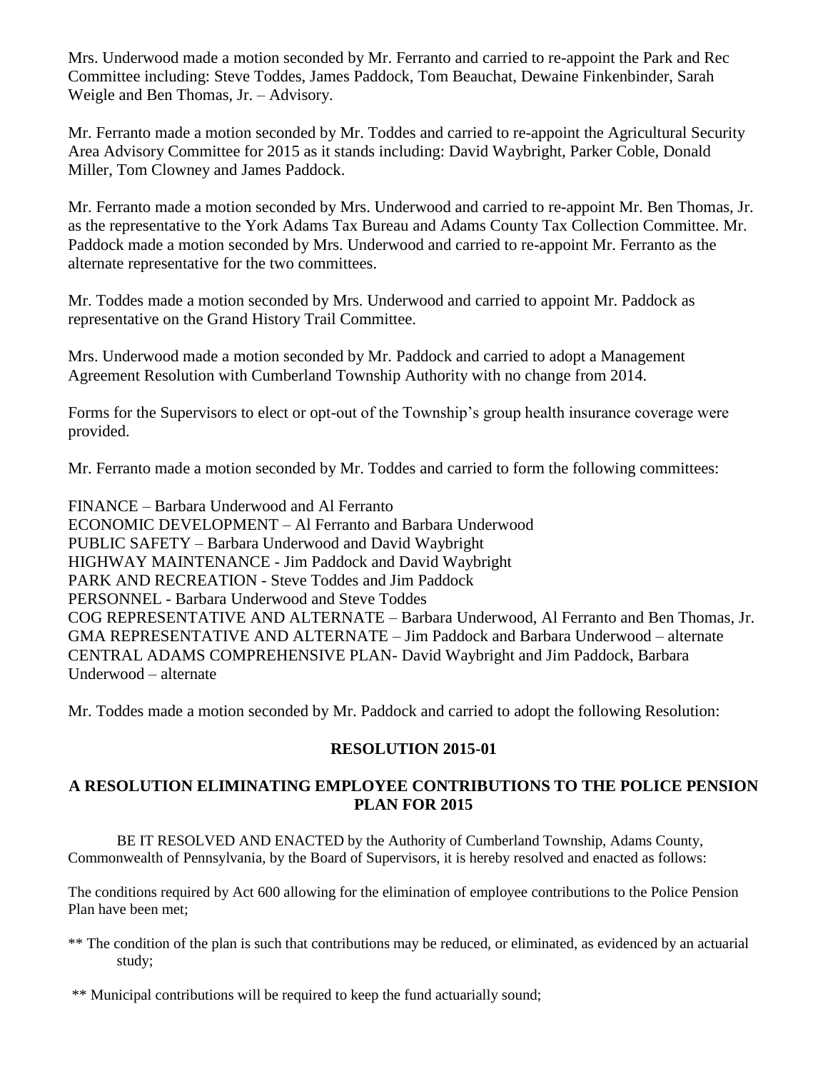Mrs. Underwood made a motion seconded by Mr. Ferranto and carried to re-appoint the Park and Rec Committee including: Steve Toddes, James Paddock, Tom Beauchat, Dewaine Finkenbinder, Sarah Weigle and Ben Thomas, Jr. – Advisory.

Mr. Ferranto made a motion seconded by Mr. Toddes and carried to re-appoint the Agricultural Security Area Advisory Committee for 2015 as it stands including: David Waybright, Parker Coble, Donald Miller, Tom Clowney and James Paddock.

Mr. Ferranto made a motion seconded by Mrs. Underwood and carried to re-appoint Mr. Ben Thomas, Jr. as the representative to the York Adams Tax Bureau and Adams County Tax Collection Committee. Mr. Paddock made a motion seconded by Mrs. Underwood and carried to re-appoint Mr. Ferranto as the alternate representative for the two committees.

Mr. Toddes made a motion seconded by Mrs. Underwood and carried to appoint Mr. Paddock as representative on the Grand History Trail Committee.

Mrs. Underwood made a motion seconded by Mr. Paddock and carried to adopt a Management Agreement Resolution with Cumberland Township Authority with no change from 2014.

Forms for the Supervisors to elect or opt-out of the Township's group health insurance coverage were provided.

Mr. Ferranto made a motion seconded by Mr. Toddes and carried to form the following committees:

FINANCE – Barbara Underwood and Al Ferranto
ECONOMIC DEVELOPMENT – Al Ferranto and Barbara Underwood
PUBLIC SAFETY – Barbara Underwood and David Waybright
HIGHWAY MAINTENANCE - Jim Paddock and David Waybright
PARK AND RECREATION - Steve Toddes and Jim Paddock
PERSONNEL - Barbara Underwood and Steve Toddes
COG REPRESENTATIVE AND ALTERNATE – Barbara Underwood, Al Ferranto and Ben Thomas, Jr.
GMA REPRESENTATIVE AND ALTERNATE – Jim Paddock and Barbara Underwood – alternate
CENTRAL ADAMS COMPREHENSIVE PLAN- David Waybright and Jim Paddock, Barbara Underwood – alternate

Mr. Toddes made a motion seconded by Mr. Paddock and carried to adopt the following Resolution:

**RESOLUTION 2015-01**

**A RESOLUTION ELIMINATING EMPLOYEE CONTRIBUTIONS TO THE POLICE PENSION PLAN FOR 2015**

BE IT RESOLVED AND ENACTED by the Authority of Cumberland Township, Adams County, Commonwealth of Pennsylvania, by the Board of Supervisors, it is hereby resolved and enacted as follows:

The conditions required by Act 600 allowing for the elimination of employee contributions to the Police Pension Plan have been met;

** The condition of the plan is such that contributions may be reduced, or eliminated, as evidenced by an actuarial study;

** Municipal contributions will be required to keep the fund actuarially sound;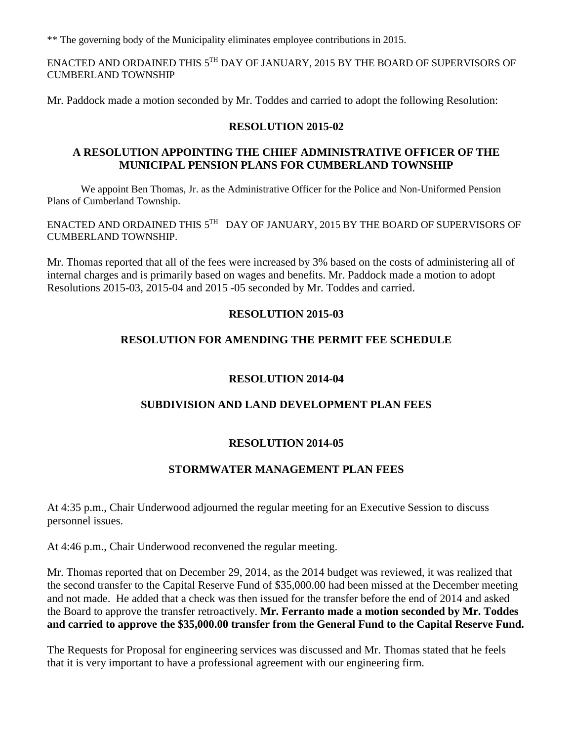** The governing body of the Municipality eliminates employee contributions in 2015.

ENACTED AND ORDAINED THIS 5TH DAY OF JANUARY, 2015 BY THE BOARD OF SUPERVISORS OF CUMBERLAND TOWNSHIP

Mr. Paddock made a motion seconded by Mr. Toddes and carried to adopt the following Resolution:

**RESOLUTION 2015-02**

**A RESOLUTION APPOINTING THE CHIEF ADMINISTRATIVE OFFICER OF THE MUNICIPAL PENSION PLANS FOR CUMBERLAND TOWNSHIP**

We appoint Ben Thomas, Jr. as the Administrative Officer for the Police and Non-Uniformed Pension Plans of Cumberland Township.

ENACTED AND ORDAINED THIS 5TH DAY OF JANUARY, 2015 BY THE BOARD OF SUPERVISORS OF CUMBERLAND TOWNSHIP.

Mr. Thomas reported that all of the fees were increased by 3% based on the costs of administering all of internal charges and is primarily based on wages and benefits. Mr. Paddock made a motion to adopt Resolutions 2015-03, 2015-04 and 2015 -05 seconded by Mr. Toddes and carried.

**RESOLUTION 2015-03**

**RESOLUTION FOR AMENDING THE PERMIT FEE SCHEDULE**

**RESOLUTION 2014-04**

**SUBDIVISION AND LAND DEVELOPMENT PLAN FEES**

**RESOLUTION 2014-05**

**STORMWATER MANAGEMENT PLAN FEES**

At 4:35 p.m., Chair Underwood adjourned the regular meeting for an Executive Session to discuss personnel issues.

At 4:46 p.m., Chair Underwood reconvened the regular meeting.

Mr. Thomas reported that on December 29, 2014, as the 2014 budget was reviewed, it was realized that the second transfer to the Capital Reserve Fund of $35,000.00 had been missed at the December meeting and not made. He added that a check was then issued for the transfer before the end of 2014 and asked the Board to approve the transfer retroactively. **Mr. Ferranto made a motion seconded by Mr. Toddes and carried to approve the $35,000.00 transfer from the General Fund to the Capital Reserve Fund.**

The Requests for Proposal for engineering services was discussed and Mr. Thomas stated that he feels that it is very important to have a professional agreement with our engineering firm.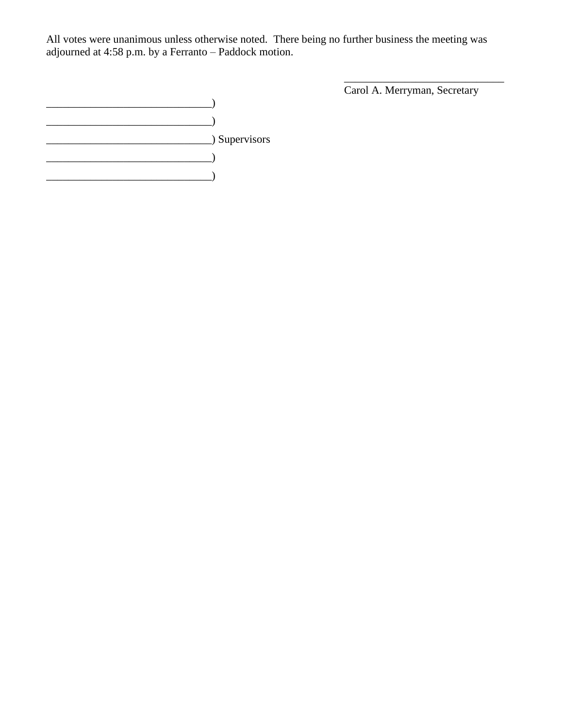All votes were unanimous unless otherwise noted. There being no further business the meeting was adjourned at 4:58 p.m. by a Ferranto – Paddock motion.

______________________________
Carol A. Merryman, Secretary

______________________________)
______________________________)
______________________________) Supervisors
______________________________)
______________________________)